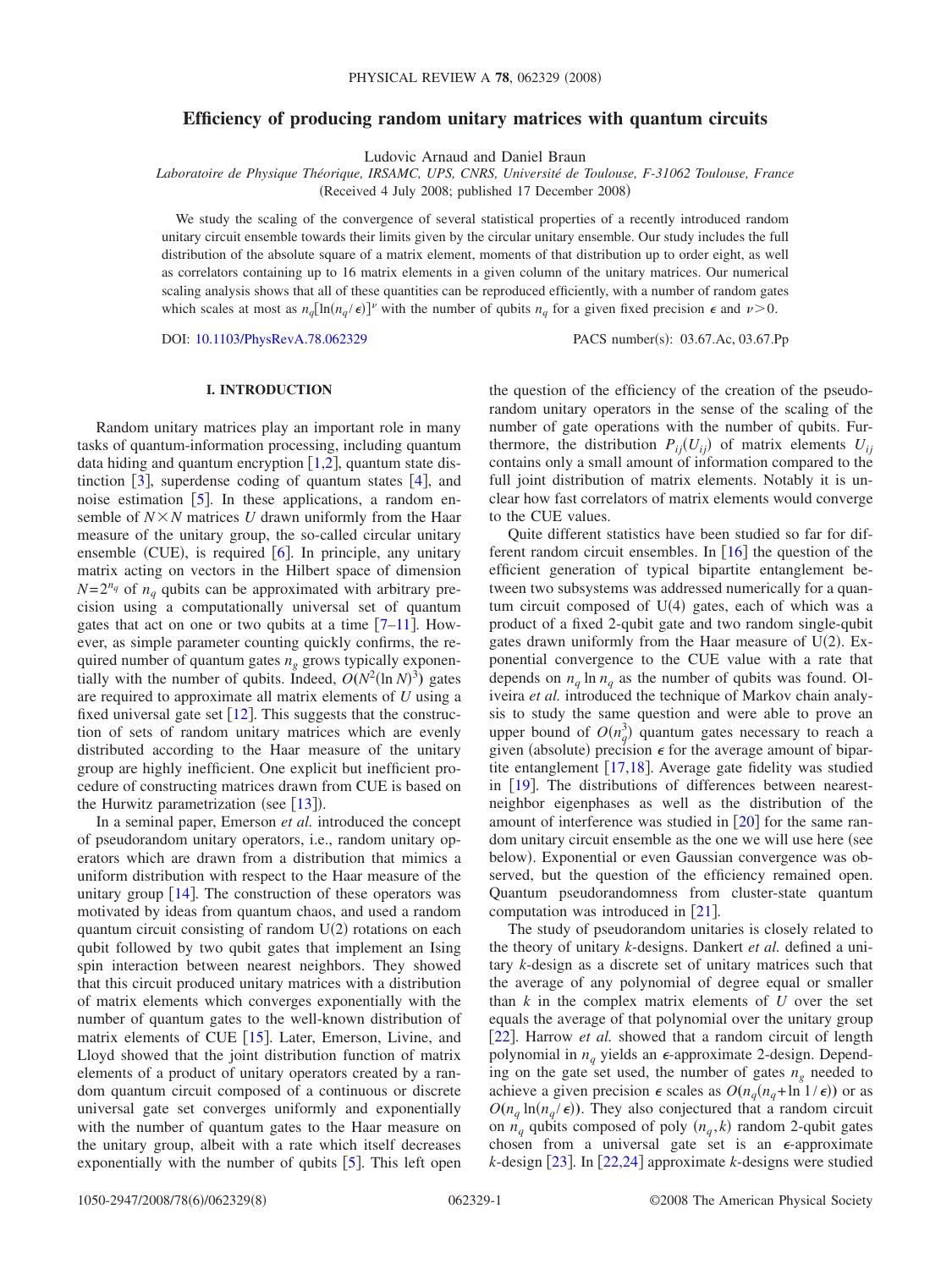# Efficiency of producing random unitary matrices with quantum circuits

Ludovic Arnaud and Daniel Braun

*Laboratoire de Physique Théorique, IRSAMC, UPS, CNRS, Université de Toulouse, F-31062 Toulouse, France*

(Received 4 July 2008; published 17 December 2008)

We study the scaling of the convergence of several statistical properties of a recently introduced random unitary circuit ensemble towards their limits given by the circular unitary ensemble. Our study includes the full distribution of the absolute square of a matrix element, moments of that distribution up to order eight, as well as correlators containing up to 16 matrix elements in a given column of the unitary matrices. Our numerical scaling analysis shows that all of these quantities can be reproduced efficiently, with a number of random gates which scales at most as $n_q[\ln(n_q/\epsilon)]^\nu$ with the number of qubits $n_q$ for a given fixed precision $\epsilon$ and $\nu > 0$.

DOI: 10.1103/PhysRevA.78.062329 PACS number(s): 03.67.Ac, 03.67.Pp

## I. INTRODUCTION

Random unitary matrices play an important role in many tasks of quantum-information processing, including quantum data hiding and quantum encryption [1,2], quantum state distinction [3], superdense coding of quantum states [4], and noise estimation [5]. In these applications, a random ensemble of $N \times N$ matrices $U$ drawn uniformly from the Haar measure of the unitary group, the so-called circular unitary ensemble (CUE), is required [6]. In principle, any unitary matrix acting on vectors in the Hilbert space of dimension $N = 2^{n_q}$ of $n_q$ qubits can be approximated with arbitrary precision using a computationally universal set of quantum gates that act on one or two qubits at a time [7–11]. However, as simple parameter counting quickly confirms, the required number of quantum gates $n_g$ grows typically exponentially with the number of qubits. Indeed, $O(N^2(\ln N)^3)$ gates are required to approximate all matrix elements of $U$ using a fixed universal gate set [12]. This suggests that the construction of sets of random unitary matrices which are evenly distributed according to the Haar measure of the unitary group are highly inefficient. One explicit but inefficient procedure of constructing matrices drawn from CUE is based on the Hurwitz parametrization (see [13]).

In a seminal paper, Emerson *et al.* introduced the concept of pseudorandom unitary operators, i.e., random unitary operators which are drawn from a distribution that mimics a uniform distribution with respect to the Haar measure of the unitary group [14]. The construction of these operators was motivated by ideas from quantum chaos, and used a random quantum circuit consisting of random U(2) rotations on each qubit followed by two qubit gates that implement an Ising spin interaction between nearest neighbors. They showed that this circuit produced unitary matrices with a distribution of matrix elements which converges exponentially with the number of quantum gates to the well-known distribution of matrix elements of CUE [15]. Later, Emerson, Livine, and Lloyd showed that the joint distribution function of matrix elements of a product of unitary operators created by a random quantum circuit composed of a continuous or discrete universal gate set converges uniformly and exponentially with the number of quantum gates to the Haar measure on the unitary group, albeit with a rate which itself decreases exponentially with the number of qubits [5]. This left open the question of the efficiency of the creation of the pseudorandom unitary operators in the sense of the scaling of the number of gate operations with the number of qubits. Furthermore, the distribution $P_{ij}(U_{ij})$ of matrix elements $U_{ij}$ contains only a small amount of information compared to the full joint distribution of matrix elements. Notably it is unclear how fast correlators of matrix elements would converge to the CUE values.

Quite different statistics have been studied so far for different random circuit ensembles. In [16] the question of the efficient generation of typical bipartite entanglement between two subsystems was addressed numerically for a quantum circuit composed of U(4) gates, each of which was a product of a fixed 2-qubit gate and two random single-qubit gates drawn uniformly from the Haar measure of U(2). Exponential convergence to the CUE value with a rate that depends on $n_q \ln n_q$ as the number of qubits was found. Oliveira *et al.* introduced the technique of Markov chain analysis to study the same question and were able to prove an upper bound of $O(n_q^3)$ quantum gates necessary to reach a given (absolute) precision $\epsilon$ for the average amount of bipartite entanglement [17,18]. Average gate fidelity was studied in [19]. The distributions of differences between nearest-neighbor eigenphases as well as the distribution of the amount of interference was studied in [20] for the same random unitary circuit ensemble as the one we will use here (see below). Exponential or even Gaussian convergence was observed, but the question of the efficiency remained open. Quantum pseudorandomness from cluster-state quantum computation was introduced in [21].

The study of pseudorandom unitaries is closely related to the theory of unitary $k$-designs. Dankert *et al.* defined a unitary $k$-design as a discrete set of unitary matrices such that the average of any polynomial of degree equal or smaller than $k$ in the complex matrix elements of $U$ over the set equals the average of that polynomial over the unitary group [22]. Harrow *et al.* showed that a random circuit of length polynomial in $n_q$ yields an $\epsilon$-approximate 2-design. Depending on the gate set used, the number of gates $n_g$ needed to achieve a given precision $\epsilon$ scales as $O(n_q(n_q + \ln 1/\epsilon))$ or as $O(n_q \ln(n_q/\epsilon))$. They also conjectured that a random circuit on $n_q$ qubits composed of poly $(n_q, k)$ random 2-qubit gates chosen from a universal gate set is an $\epsilon$-approximate $k$-design [23]. In [22,24] approximate $k$-designs were studied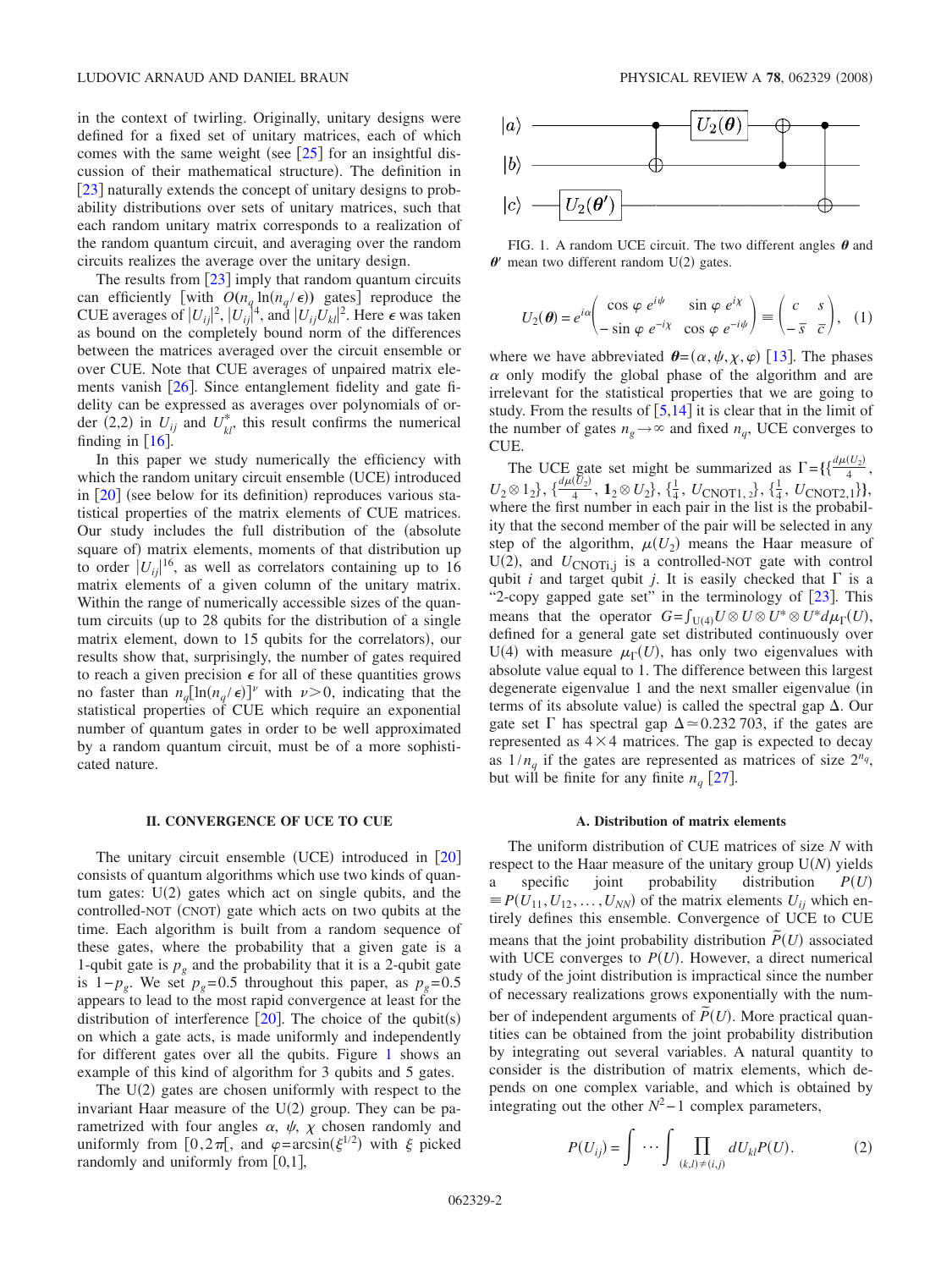in the context of twirling. Originally, unitary designs were defined for a fixed set of unitary matrices, each of which comes with the same weight (see [25] for an insightful discussion of their mathematical structure). The definition in [23] naturally extends the concept of unitary designs to probability distributions over sets of unitary matrices, such that each random unitary matrix corresponds to a realization of the random quantum circuit, and averaging over the random circuits realizes the average over the unitary design.

The results from [23] imply that random quantum circuits can efficiently [with $O(n_q \ln(n_q/\epsilon))$ gates] reproduce the CUE averages of $|U_{ij}|^2$, $|U_{ij}|^4$, and $|U_{ij}U_{kl}|^2$. Here $\epsilon$ was taken as bound on the completely bound norm of the differences between the matrices averaged over the circuit ensemble or over CUE. Note that CUE averages of unpaired matrix elements vanish [26]. Since entanglement fidelity and gate fidelity can be expressed as averages over polynomials of order (2,2) in $U_{ij}$ and $U_{kl}^*$, this result confirms the numerical finding in [16].

In this paper we study numerically the efficiency with which the random unitary circuit ensemble (UCE) introduced in [20] (see below for its definition) reproduces various statistical properties of the matrix elements of CUE matrices. Our study includes the full distribution of the (absolute square of) matrix elements, moments of that distribution up to order $|U_{ij}|^{16}$, as well as correlators containing up to 16 matrix elements of a given column of the unitary matrix. Within the range of numerically accessible sizes of the quantum circuits (up to 28 qubits for the distribution of a single matrix element, down to 15 qubits for the correlators), our results show that, surprisingly, the number of gates required to reach a given precision $\epsilon$ for all of these quantities grows no faster than $n_q[\ln(n_q/\epsilon)]^\nu$ with $\nu>0$, indicating that the statistical properties of CUE which require an exponential number of quantum gates in order to be well approximated by a random quantum circuit, must be of a more sophisticated nature.

## II. CONVERGENCE OF UCE TO CUE

The unitary circuit ensemble (UCE) introduced in [20] consists of quantum algorithms which use two kinds of quantum gates: U(2) gates which act on single qubits, and the controlled-NOT (CNOT) gate which acts on two qubits at the time. Each algorithm is built from a random sequence of these gates, where the probability that a given gate is a 1-qubit gate is $p_g$ and the probability that it is a 2-qubit gate is $1-p_g$. We set $p_g=0.5$ throughout this paper, as $p_g=0.5$ appears to lead to the most rapid convergence at least for the distribution of interference [20]. The choice of the qubit(s) on which a gate acts, is made uniformly and independently for different gates over all the qubits. Figure 1 shows an example of this kind of algorithm for 3 qubits and 5 gates.

FIG. 1. A random UCE circuit. The two different angles $\boldsymbol{\theta}$ and $\boldsymbol{\theta}'$ mean two different random U(2) gates.

The U(2) gates are chosen uniformly with respect to the invariant Haar measure of the U(2) group. They can be parametrized with four angles $\alpha$, $\psi$, $\chi$ chosen randomly and uniformly from $[0,2\pi[$, and $\varphi=\arcsin(\xi^{1/2})$ with $\xi$ picked randomly and uniformly from $[0,1]$,

$$U_2(\boldsymbol{\theta}) = e^{i\alpha}\begin{pmatrix} \cos\varphi\, e^{i\psi} & \sin\varphi\, e^{i\chi} \\ -\sin\varphi\, e^{-i\chi} & \cos\varphi\, e^{-i\psi} \end{pmatrix} \equiv \begin{pmatrix} c & s \\ -\bar{s} & \bar{c} \end{pmatrix}, \quad (1)$$

where we have abbreviated $\boldsymbol{\theta}=(\alpha,\psi,\chi,\varphi)$ [13]. The phases $\alpha$ only modify the global phase of the algorithm and are irrelevant for the statistical properties that we are going to study. From the results of [5,14] it is clear that in the limit of the number of gates $n_g\to\infty$ and fixed $n_q$, UCE converges to CUE.

The UCE gate set might be summarized as $\Gamma=\{\{\frac{d\mu(U_2)}{4}, U_2\otimes 1_2\}, \{\frac{d\mu(U_2)}{4}, \mathbf{1}_2\otimes U_2\}, \{\frac{1}{4}, U_{\text{CNOT}1,2}\}, \{\frac{1}{4}, U_{\text{CNOT}2,1}\}\}$, where the first number in each pair in the list is the probability that the second member of the pair will be selected in any step of the algorithm, $\mu(U_2)$ means the Haar measure of U(2), and $U_{\text{CNOTi,j}}$ is a controlled-NOT gate with control qubit $i$ and target qubit $j$. It is easily checked that $\Gamma$ is a "2-copy gapped gate set" in the terminology of [23]. This means that the operator $G=\int_{U(4)} U\otimes U\otimes U^*\otimes U^* d\mu_\Gamma(U)$, defined for a general gate set distributed continuously over U(4) with measure $\mu_\Gamma(U)$, has only two eigenvalues with absolute value equal to 1. The difference between this largest degenerate eigenvalue 1 and the next smaller eigenvalue (in terms of its absolute value) is called the spectral gap $\Delta$. Our gate set $\Gamma$ has spectral gap $\Delta\simeq 0.232\,703$, if the gates are represented as $4\times 4$ matrices. The gap is expected to decay as $1/n_q$ if the gates are represented as matrices of size $2^{n_q}$, but will be finite for any finite $n_q$ [27].

### A. Distribution of matrix elements

The uniform distribution of CUE matrices of size $N$ with respect to the Haar measure of the unitary group U($N$) yields a specific joint probability distribution $P(U) \equiv P(U_{11},U_{12},\ldots,U_{NN})$ of the matrix elements $U_{ij}$ which entirely defines this ensemble. Convergence of UCE to CUE means that the joint probability distribution $\tilde{P}(U)$ associated with UCE converges to $P(U)$. However, a direct numerical study of the joint distribution is impractical since the number of necessary realizations grows exponentially with the number of independent arguments of $\tilde{P}(U)$. More practical quantities can be obtained from the joint probability distribution by integrating out several variables. A natural quantity to consider is the distribution of matrix elements, which depends on one complex variable, and which is obtained by integrating out the other $N^2-1$ complex parameters,

$$P(U_{ij}) = \int \cdots \int \prod_{(k,l)\neq(i,j)} dU_{kl} P(U). \quad (2)$$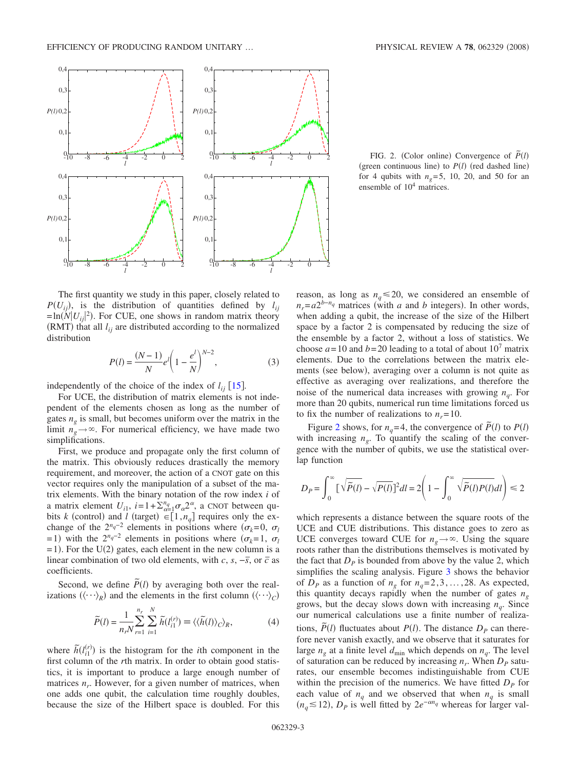FIG. 2. (Color online) Convergence of $\tilde{P}(l)$ (green continuous line) to $P(l)$ (red dashed line) for 4 qubits with $n_g=5$, 10, 20, and 50 for an ensemble of $10^4$ matrices.

The first quantity we study in this paper, closely related to $P(U_{ij})$, is the distribution of quantities defined by $l_{ij} = \ln(N|U_{ij}|^2)$. For CUE, one shows in random matrix theory (RMT) that all $l_{ij}$ are distributed according to the normalized distribution

$$P(l) = \frac{(N-1)}{N} e^l \left(1 - \frac{e^l}{N}\right)^{N-2}, \tag{3}$$

independently of the choice of the index of $l_{ij}$ [15].

For UCE, the distribution of matrix elements is not independent of the elements chosen as long as the number of gates $n_g$ is small, but becomes uniform over the matrix in the limit $n_g \to \infty$. For numerical efficiency, we have made two simplifications.

First, we produce and propagate only the first column of the matrix. This obviously reduces drastically the memory requirement, and moreover, the action of a CNOT gate on this vector requires only the manipulation of a subset of the matrix elements. With the binary notation of the row index $i$ of a matrix element $U_{i1}$, $i = 1 + \sum_{\alpha=1}^{n_q} \sigma_\alpha 2^\alpha$, a CNOT between qubits $k$ (control) and $l$ (target) $\in [1, n_q]$ requires only the exchange of the $2^{n_q-2}$ elements in positions where ($\sigma_k=0$, $\sigma_l=1$) with the $2^{n_q-2}$ elements in positions where ($\sigma_k=1$, $\sigma_l=1$). For the U(2) gates, each element in the new column is a linear combination of two old elements, with $c$, $s$, $-\bar{s}$, or $\bar{c}$ as coefficients.

Second, we define $\tilde{P}(l)$ by averaging both over the realizations ($\langle \cdots \rangle_R$) and the elements in the first column ($\langle \cdots \rangle_C$)

$$\tilde{P}(l) = \frac{1}{n_r N} \sum_{r=1}^{n_r} \sum_{i=1}^{N} \tilde{h}(l_{i1}^{(r)}) \equiv \langle \langle \tilde{h}(l) \rangle_C \rangle_R, \tag{4}$$

where $\tilde{h}(l_{i1}^{(r)})$ is the histogram for the $i$th component in the first column of the $r$th matrix. In order to obtain good statistics, it is important to produce a large enough number of matrices $n_r$. However, for a given number of matrices, when one adds one qubit, the calculation time roughly doubles, because the size of the Hilbert space is doubled. For this reason, as long as $n_q \leq 20$, we considered an ensemble of $n_r = a 2^{b-n_q}$ matrices (with $a$ and $b$ integers). In other words, when adding a qubit, the increase of the size of the Hilbert space by a factor 2 is compensated by reducing the size of the ensemble by a factor 2, without a loss of statistics. We choose $a=10$ and $b=20$ leading to a total of about $10^7$ matrix elements. Due to the correlations between the matrix elements (see below), averaging over a column is not quite as effective as averaging over realizations, and therefore the noise of the numerical data increases with growing $n_q$. For more than 20 qubits, numerical run time limitations forced us to fix the number of realizations to $n_r=10$.

Figure 2 shows, for $n_q=4$, the convergence of $\tilde{P}(l)$ to $P(l)$ with increasing $n_g$. To quantify the scaling of the convergence with the number of qubits, we use the statistical overlap function

$$D_P = \int_0^\infty [\sqrt{\tilde{P}(l)} - \sqrt{P(l)}]^2 dl = 2\left(1 - \int_0^\infty \sqrt{\tilde{P}(l) P(l)} dl\right) \leq 2$$

which represents a distance between the square roots of the UCE and CUE distributions. This distance goes to zero as UCE converges toward CUE for $n_g \to \infty$. Using the square roots rather than the distributions themselves is motivated by the fact that $D_P$ is bounded from above by the value 2, which simplifies the scaling analysis. Figure 3 shows the behavior of $D_P$ as a function of $n_g$ for $n_q = 2, 3, \ldots, 28$. As expected, this quantity decays rapidly when the number of gates $n_g$ grows, but the decay slows down with increasing $n_q$. Since our numerical calculations use a finite number of realizations, $\tilde{P}(l)$ fluctuates about $P(l)$. The distance $D_P$ can therefore never vanish exactly, and we observe that it saturates for large $n_g$ at a finite level $d_{\min}$ which depends on $n_q$. The level of saturation can be reduced by increasing $n_r$. When $D_P$ saturates, our ensemble becomes indistinguishable from CUE within the precision of the numerics. We have fitted $D_P$ for each value of $n_q$ and we observed that when $n_q$ is small ($n_q \lesssim 12$), $D_P$ is well fitted by $2e^{-\alpha n_g}$ whereas for larger val-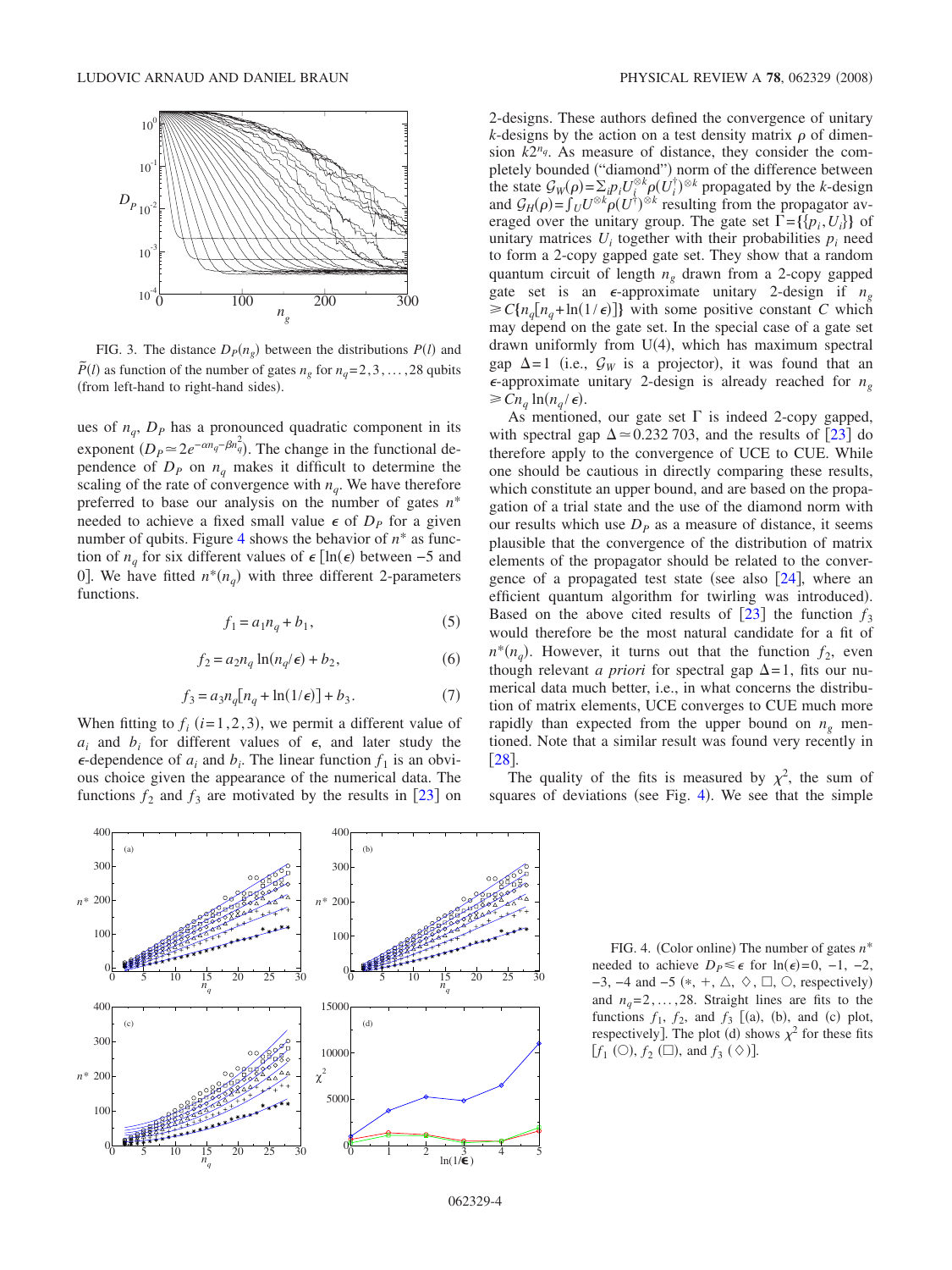FIG. 3. The distance $D_P(n_g)$ between the distributions $P(l)$ and $\tilde{P}(l)$ as function of the number of gates $n_g$ for $n_q=2,3,\ldots,28$ qubits (from left-hand to right-hand sides).

ues of $n_q$, $D_P$ has a pronounced quadratic component in its exponent ($D_P \simeq 2e^{-\alpha n_q - \beta n_q^2}$). The change in the functional dependence of $D_P$ on $n_q$ makes it difficult to determine the scaling of the rate of convergence with $n_q$. We have therefore preferred to base our analysis on the number of gates $n^*$ needed to achieve a fixed small value $\epsilon$ of $D_P$ for a given number of qubits. Figure 4 shows the behavior of $n^*$ as function of $n_q$ for six different values of $\epsilon$ [$\ln(\epsilon)$ between $-5$ and 0]. We have fitted $n^*(n_q)$ with three different 2-parameters functions.

$$f_1 = a_1 n_q + b_1, \tag{5}$$

$$f_2 = a_2 n_q \ln(n_q/\epsilon) + b_2, \tag{6}$$

$$f_3 = a_3 n_q[n_q + \ln(1/\epsilon)] + b_3. \tag{7}$$

When fitting to $f_i$ ($i=1,2,3$), we permit a different value of $a_i$ and $b_i$ for different values of $\epsilon$, and later study the $\epsilon$-dependence of $a_i$ and $b_i$. The linear function $f_1$ is an obvious choice given the appearance of the numerical data. The functions $f_2$ and $f_3$ are motivated by the results in [23] on 2-designs. These authors defined the convergence of unitary $k$-designs by the action on a test density matrix $\rho$ of dimension $k2^{n_q}$. As measure of distance, they consider the completely bounded ("diamond") norm of the difference between the state $\mathcal{G}_W(\rho) = \sum_i p_i U_i^{\otimes k} \rho (U_i^\dagger)^{\otimes k}$ propagated by the $k$-design and $\mathcal{G}_H(\rho) = \int_U U^{\otimes k} \rho (U^\dagger)^{\otimes k}$ resulting from the propagator averaged over the unitary group. The gate set $\Gamma = \{\{p_i, U_i\}\}$ of unitary matrices $U_i$ together with their probabilities $p_i$ need to form a 2-copy gapped gate set. They show that a random quantum circuit of length $n_g$ drawn from a 2-copy gapped gate set is an $\epsilon$-approximate unitary 2-design if $n_g \geq C\{n_q[n_q + \ln(1/\epsilon)]\}$ with some positive constant $C$ which may depend on the gate set. In the special case of a gate set drawn uniformly from U(4), which has maximum spectral gap $\Delta=1$ (i.e., $\mathcal{G}_W$ is a projector), it was found that an $\epsilon$-approximate unitary 2-design is already reached for $n_g \geq C n_q \ln(n_q/\epsilon)$.

As mentioned, our gate set $\Gamma$ is indeed 2-copy gapped, with spectral gap $\Delta \simeq 0.232\,703$, and the results of [23] do therefore apply to the convergence of UCE to CUE. While one should be cautious in directly comparing these results, which constitute an upper bound, and are based on the propagation of a trial state and the use of the diamond norm with our results which use $D_P$ as a measure of distance, it seems plausible that the convergence of the distribution of matrix elements of the propagator should be related to the convergence of a propagated test state (see also [24], where an efficient quantum algorithm for twirling was introduced). Based on the above cited results of [23] the function $f_3$ would therefore be the most natural candidate for a fit of $n^*(n_q)$. However, it turns out that the function $f_2$, even though relevant *a priori* for spectral gap $\Delta=1$, fits our numerical data much better, i.e., in what concerns the distribution of matrix elements, UCE converges to CUE much more rapidly than expected from the upper bound on $n_g$ mentioned. Note that a similar result was found very recently in [28].

The quality of the fits is measured by $\chi^2$, the sum of squares of deviations (see Fig. 4). We see that the simple

FIG. 4. (Color online) The number of gates $n^*$ needed to achieve $D_P \leq \epsilon$ for $\ln(\epsilon)=0$, $-1$, $-2$, $-3$, $-4$ and $-5$ ($*$, $+$, $\triangle$, $\diamond$, $\square$, $\bigcirc$, respectively) and $n_q=2,\ldots,28$. Straight lines are fits to the functions $f_1$, $f_2$, and $f_3$ [(a), (b), and (c) plot, respectively]. The plot (d) shows $\chi^2$ for these fits [$f_1$ ($\bigcirc$), $f_2$ ($\square$), and $f_3$ ($\diamond$)].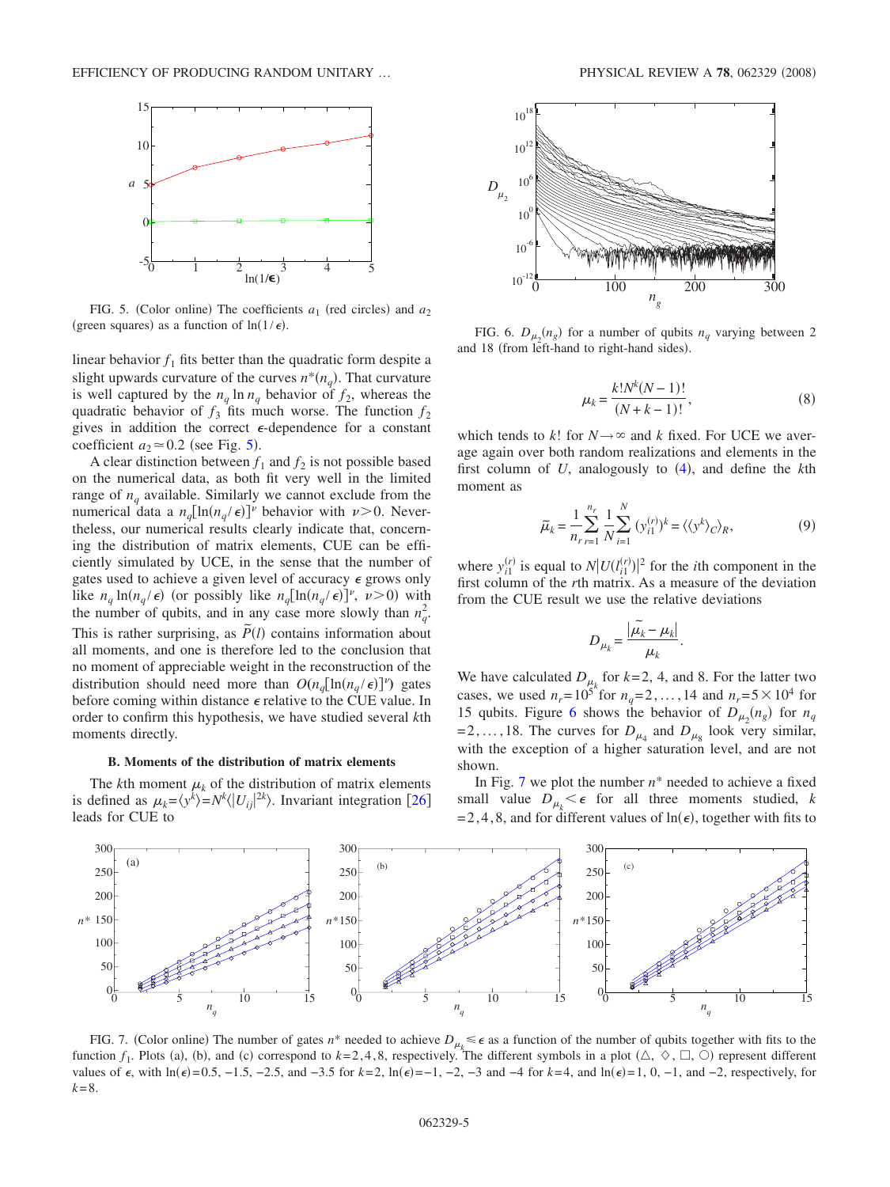FIG. 5. (Color online) The coefficients $a_1$ (red circles) and $a_2$ (green squares) as a function of $\ln(1/\epsilon)$.

linear behavior $f_1$ fits better than the quadratic form despite a slight upwards curvature of the curves $n^*(n_q)$. That curvature is well captured by the $n_q \ln n_q$ behavior of $f_2$, whereas the quadratic behavior of $f_3$ fits much worse. The function $f_2$ gives in addition the correct $\epsilon$-dependence for a constant coefficient $a_2 \simeq 0.2$ (see Fig. 5).

A clear distinction between $f_1$ and $f_2$ is not possible based on the numerical data, as both fit very well in the limited range of $n_q$ available. Similarly we cannot exclude from the numerical data a $n_q[\ln(n_q/\epsilon)]^\nu$ behavior with $\nu > 0$. Nevertheless, our numerical results clearly indicate that, concerning the distribution of matrix elements, CUE can be efficiently simulated by UCE, in the sense that the number of gates used to achieve a given level of accuracy $\epsilon$ grows only like $n_q \ln(n_q/\epsilon)$ (or possibly like $n_q[\ln(n_q/\epsilon)]^\nu$, $\nu > 0$) with the number of qubits, and in any case more slowly than $n_q^2$. This is rather surprising, as $\tilde{P}(l)$ contains information about all moments, and one is therefore led to the conclusion that no moment of appreciable weight in the reconstruction of the distribution should need more than $O(n_q[\ln(n_q/\epsilon)]^\nu)$ gates before coming within distance $\epsilon$ relative to the CUE value. In order to confirm this hypothesis, we have studied several $k$th moments directly.

### B. Moments of the distribution of matrix elements

The $k$th moment $\mu_k$ of the distribution of matrix elements is defined as $\mu_k = \langle y^k \rangle = N^k \langle |U_{ij}|^{2k} \rangle$. Invariant integration [26] leads for CUE to

FIG. 6. $D_{\mu_2}(n_g)$ for a number of qubits $n_q$ varying between 2 and 18 (from left-hand to right-hand sides).

$$\mu_k = \frac{k! N^k (N-1)!}{(N+k-1)!}, \tag{8}$$

which tends to $k!$ for $N \to \infty$ and $k$ fixed. For UCE we average again over both random realizations and elements in the first column of $U$, analogously to (4), and define the $k$th moment as

$$\tilde{\mu}_k = \frac{1}{n_r} \sum_{r=1}^{n_r} \frac{1}{N} \sum_{i=1}^{N} (y_{i1}^{(r)})^k = \langle \langle y^k \rangle_C \rangle_R, \tag{9}$$

where $y_{i1}^{(r)}$ is equal to $N|U(l_{i1}^{(r)})|^2$ for the $i$th component in the first column of the $r$th matrix. As a measure of the deviation from the CUE result we use the relative deviations

$$D_{\mu_k} = \frac{|\tilde{\mu}_k - \mu_k|}{\mu_k}.$$

We have calculated $D_{\mu_k}$ for $k=2$, 4, and 8. For the latter two cases, we used $n_r = 10^5$ for $n_q = 2, \ldots, 14$ and $n_r = 5 \times 10^4$ for 15 qubits. Figure 6 shows the behavior of $D_{\mu_2}(n_g)$ for $n_q = 2, \ldots, 18$. The curves for $D_{\mu_4}$ and $D_{\mu_8}$ look very similar, with the exception of a higher saturation level, and are not shown.

In Fig. 7 we plot the number $n^*$ needed to achieve a fixed small value $D_{\mu_k} < \epsilon$ for all three moments studied, $k = 2, 4, 8$, and for different values of $\ln(\epsilon)$, together with fits to

FIG. 7. (Color online) The number of gates $n^*$ needed to achieve $D_{\mu_k} \leq \epsilon$ as a function of the number of qubits together with fits to the function $f_1$. Plots (a), (b), and (c) correspond to $k=2, 4, 8$, respectively. The different symbols in a plot ($\triangle$, $\diamond$, $\square$, $\bigcirc$) represent different values of $\epsilon$, with $\ln(\epsilon) = 0.5$, $-1.5$, $-2.5$, and $-3.5$ for $k=2$, $\ln(\epsilon) = -1$, $-2$, $-3$ and $-4$ for $k=4$, and $\ln(\epsilon) = 1$, 0, $-1$, and $-2$, respectively, for $k=8$.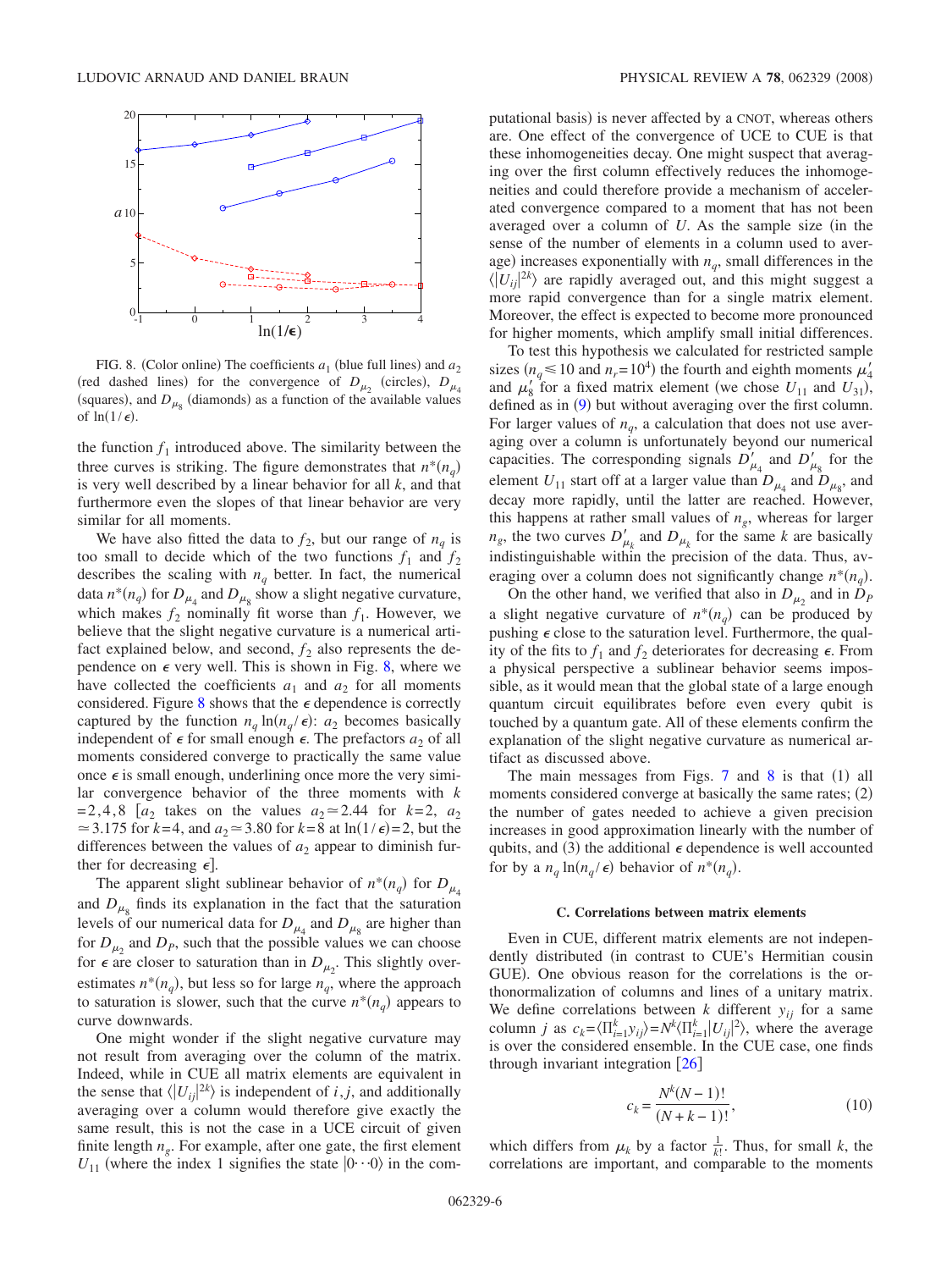FIG. 8. (Color online) The coefficients $a_1$ (blue full lines) and $a_2$ (red dashed lines) for the convergence of $D_{\mu_2}$ (circles), $D_{\mu_4}$ (squares), and $D_{\mu_8}$ (diamonds) as a function of the available values of $\ln(1/\epsilon)$.

the function $f_1$ introduced above. The similarity between the three curves is striking. The figure demonstrates that $n^*(n_q)$ is very well described by a linear behavior for all $k$, and that furthermore even the slopes of that linear behavior are very similar for all moments.

We have also fitted the data to $f_2$, but our range of $n_q$ is too small to decide which of the two functions $f_1$ and $f_2$ describes the scaling with $n_q$ better. In fact, the numerical data $n^*(n_q)$ for $D_{\mu_4}$ and $D_{\mu_8}$ show a slight negative curvature, which makes $f_2$ nominally fit worse than $f_1$. However, we believe that the slight negative curvature is a numerical artifact explained below, and second, $f_2$ also represents the dependence on $\epsilon$ very well. This is shown in Fig. 8, where we have collected the coefficients $a_1$ and $a_2$ for all moments considered. Figure 8 shows that the $\epsilon$ dependence is correctly captured by the function $n_q \ln(n_q/\epsilon)$: $a_2$ becomes basically independent of $\epsilon$ for small enough $\epsilon$. The prefactors $a_2$ of all moments considered converge to practically the same value once $\epsilon$ is small enough, underlining once more the very similar convergence behavior of the three moments with $k=2,4,8$ [$a_2$ takes on the values $a_2 \simeq 2.44$ for $k=2$, $a_2 \simeq 3.175$ for $k=4$, and $a_2 \simeq 3.80$ for $k=8$ at $\ln(1/\epsilon)=2$, but the differences between the values of $a_2$ appear to diminish further for decreasing $\epsilon$].

The apparent slight sublinear behavior of $n^*(n_q)$ for $D_{\mu_4}$ and $D_{\mu_8}$ finds its explanation in the fact that the saturation levels of our numerical data for $D_{\mu_4}$ and $D_{\mu_8}$ are higher than for $D_{\mu_2}$ and $D_P$, such that the possible values we can choose for $\epsilon$ are closer to saturation than in $D_{\mu_2}$. This slightly overestimates $n^*(n_q)$, but less so for large $n_q$, where the approach to saturation is slower, such that the curve $n^*(n_q)$ appears to curve downwards.

One might wonder if the slight negative curvature may not result from averaging over the column of the matrix. Indeed, while in CUE all matrix elements are equivalent in the sense that $\langle |U_{ij}|^{2k}\rangle$ is independent of $i,j$, and additionally averaging over a column would therefore give exactly the same result, this is not the case in a UCE circuit of given finite length $n_g$. For example, after one gate, the first element $U_{11}$ (where the index 1 signifies the state $|0\cdots 0\rangle$ in the computational basis) is never affected by a CNOT, whereas others are. One effect of the convergence of UCE to CUE is that these inhomogeneities decay. One might suspect that averaging over the first column effectively reduces the inhomogeneities and could therefore provide a mechanism of accelerated convergence compared to a moment that has not been averaged over a column of $U$. As the sample size (in the sense of the number of elements in a column used to average) increases exponentially with $n_q$, small differences in the $\langle |U_{ij}|^{2k}\rangle$ are rapidly averaged out, and this might suggest a more rapid convergence than for a single matrix element. Moreover, the effect is expected to become more pronounced for higher moments, which amplify small initial differences.

To test this hypothesis we calculated for restricted sample sizes ($n_q \leq 10$ and $n_r = 10^4$) the fourth and eighth moments $\mu_4'$ and $\mu_8'$ for a fixed matrix element (we chose $U_{11}$ and $U_{31}$), defined as in (9) but without averaging over the first column. For larger values of $n_q$, a calculation that does not use averaging over a column is unfortunately beyond our numerical capacities. The corresponding signals $D_{\mu_4}'$ and $D_{\mu_8}'$ for the element $U_{11}$ start off at a larger value than $D_{\mu_4}$ and $D_{\mu_8}$, and decay more rapidly, until the latter are reached. However, this happens at rather small values of $n_g$, whereas for larger $n_g$, the two curves $D_{\mu_k}'$ and $D_{\mu_k}$ for the same $k$ are basically indistinguishable within the precision of the data. Thus, averaging over a column does not significantly change $n^*(n_q)$.

On the other hand, we verified that also in $D_{\mu_2}$ and in $D_P$ a slight negative curvature of $n^*(n_q)$ can be produced by pushing $\epsilon$ close to the saturation level. Furthermore, the quality of the fits to $f_1$ and $f_2$ deteriorates for decreasing $\epsilon$. From a physical perspective a sublinear behavior seems impossible, as it would mean that the global state of a large enough quantum circuit equilibrates before even every qubit is touched by a quantum gate. All of these elements confirm the explanation of the slight negative curvature as numerical artifact as discussed above.

The main messages from Figs. 7 and 8 is that (1) all moments considered converge at basically the same rates; (2) the number of gates needed to achieve a given precision increases in good approximation linearly with the number of qubits, and (3) the additional $\epsilon$ dependence is well accounted for by a $n_q \ln(n_q/\epsilon)$ behavior of $n^*(n_q)$.

### C. Correlations between matrix elements

Even in CUE, different matrix elements are not independently distributed (in contrast to CUE's Hermitian cousin GUE). One obvious reason for the correlations is the orthonormalization of columns and lines of a unitary matrix. We define correlations between $k$ different $y_{ij}$ for a same column $j$ as $c_k = \langle \prod_{i=1}^k y_{ij}\rangle = N^k \langle \prod_{i=1}^k |U_{ij}|^2\rangle$, where the average is over the considered ensemble. In the CUE case, one finds through invariant integration [26]

$$c_k = \frac{N^k (N-1)!}{(N+k-1)!}, \tag{10}$$

which differs from $\mu_k$ by a factor $\frac{1}{k!}$. Thus, for small $k$, the correlations are important, and comparable to the moments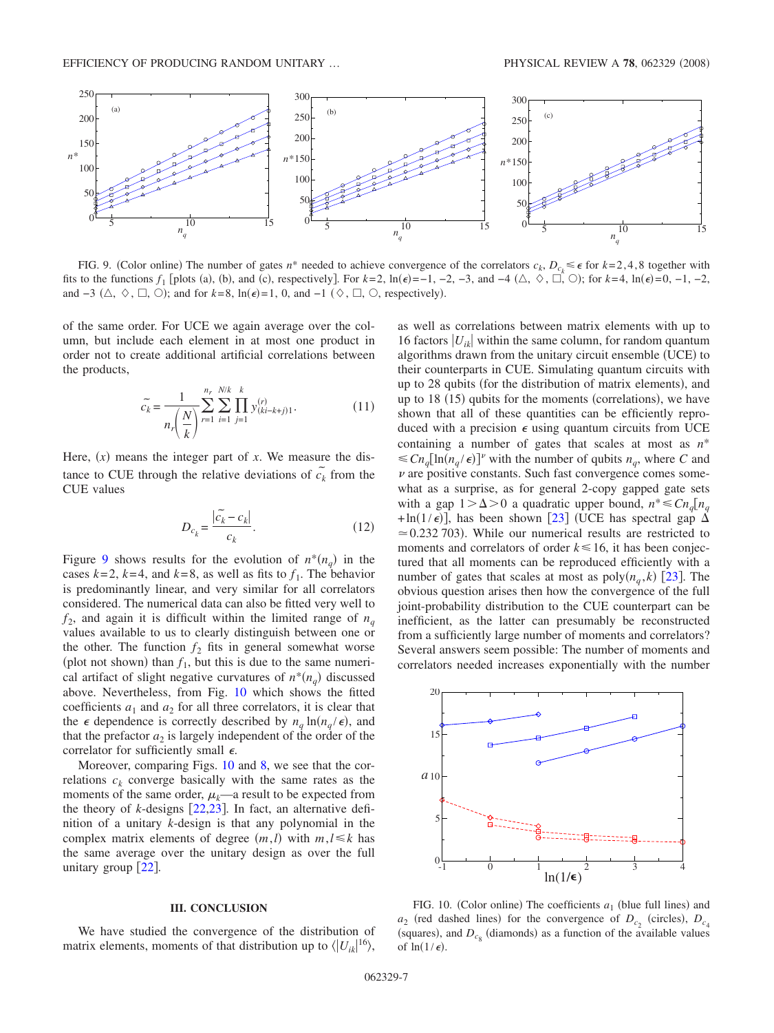FIG. 9. (Color online) The number of gates $n^*$ needed to achieve convergence of the correlators $c_k$, $D_{c_k} \leq \epsilon$ for $k=2,4,8$ together with fits to the functions $f_1$ [plots (a), (b), and (c), respectively]. For $k=2$, $\ln(\epsilon)=-1$, $-2$, $-3$, and $-4$ (△, ◇, □, ○); for $k=4$, $\ln(\epsilon)=0$, $-1$, $-2$, and $-3$ (△, ◇, □, ○); and for $k=8$, $\ln(\epsilon)=1$, 0, and $-1$ (◇, □, ○, respectively).

of the same order. For UCE we again average over the column, but include each element in at most one product in order not to create additional artificial correlations between the products,

$$\tilde{c_k} = \frac{1}{n_r \binom{N}{k}} \sum_{r=1}^{n_r} \sum_{i=1}^{(N/k)} \prod_{j=1}^{k} y^{(r)}_{(ki-k+j)1}. \tag{11}$$

Here, $(x)$ means the integer part of $x$. We measure the distance to CUE through the relative deviations of $\tilde{c_k}$ from the CUE values

$$D_{c_k} = \frac{|\tilde{c_k} - c_k|}{c_k}. \tag{12}$$

Figure 9 shows results for the evolution of $n^*(n_q)$ in the cases $k=2$, $k=4$, and $k=8$, as well as fits to $f_1$. The behavior is predominantly linear, and very similar for all correlators considered. The numerical data can also be fitted very well to $f_2$, and again it is difficult within the limited range of $n_q$ values available to us to clearly distinguish between one or the other. The function $f_2$ fits in general somewhat worse (plot not shown) than $f_1$, but this is due to the same numerical artifact of slight negative curvatures of $n^*(n_q)$ discussed above. Nevertheless, from Fig. 10 which shows the fitted coefficients $a_1$ and $a_2$ for all three correlators, it is clear that the $\epsilon$ dependence is correctly described by $n_q \ln(n_q/\epsilon)$, and that the prefactor $a_2$ is largely independent of the order of the correlator for sufficiently small $\epsilon$.

Moreover, comparing Figs. 10 and 8, we see that the correlations $c_k$ converge basically with the same rates as the moments of the same order, $\mu_k$—a result to be expected from the theory of $k$-designs [22,23]. In fact, an alternative definition of a unitary $k$-design is that any polynomial in the complex matrix elements of degree $(m,l)$ with $m,l \leq k$ has the same average over the unitary design as over the full unitary group [22].

### III. CONCLUSION

We have studied the convergence of the distribution of matrix elements, moments of that distribution up to $\langle |U_{ik}|^{16} \rangle$, as well as correlations between matrix elements with up to 16 factors $|U_{ik}|$ within the same column, for random quantum algorithms drawn from the unitary circuit ensemble (UCE) to their counterparts in CUE. Simulating quantum circuits with up to 28 qubits (for the distribution of matrix elements), and up to 18 (15) qubits for the moments (correlations), we have shown that all of these quantities can be efficiently reproduced with a precision $\epsilon$ using quantum circuits from UCE containing a number of gates that scales at most as $n^* \leq C n_q [\ln(n_q/\epsilon)]^\nu$ with the number of qubits $n_q$, where $C$ and $\nu$ are positive constants. Such fast convergence comes somewhat as a surprise, as for general 2-copy gapped gate sets with a gap $1 > \Delta > 0$ a quadratic upper bound, $n^* \leq C n_q [n_q + \ln(1/\epsilon)]$, has been shown [23] (UCE has spectral gap $\Delta \simeq 0.232\,703$). While our numerical results are restricted to moments and correlators of order $k \leq 16$, it has been conjectured that all moments can be reproduced efficiently with a number of gates that scales at most as poly$(n_q, k)$ [23]. The obvious question arises then how the convergence of the full joint-probability distribution to the CUE counterpart can be inefficient, as the latter can presumably be reconstructed from a sufficiently large number of moments and correlators? Several answers seem possible: The number of moments and correlators needed increases exponentially with the number

FIG. 10. (Color online) The coefficients $a_1$ (blue full lines) and $a_2$ (red dashed lines) for the convergence of $D_{c_2}$ (circles), $D_{c_4}$ (squares), and $D_{c_8}$ (diamonds) as a function of the available values of $\ln(1/\epsilon)$.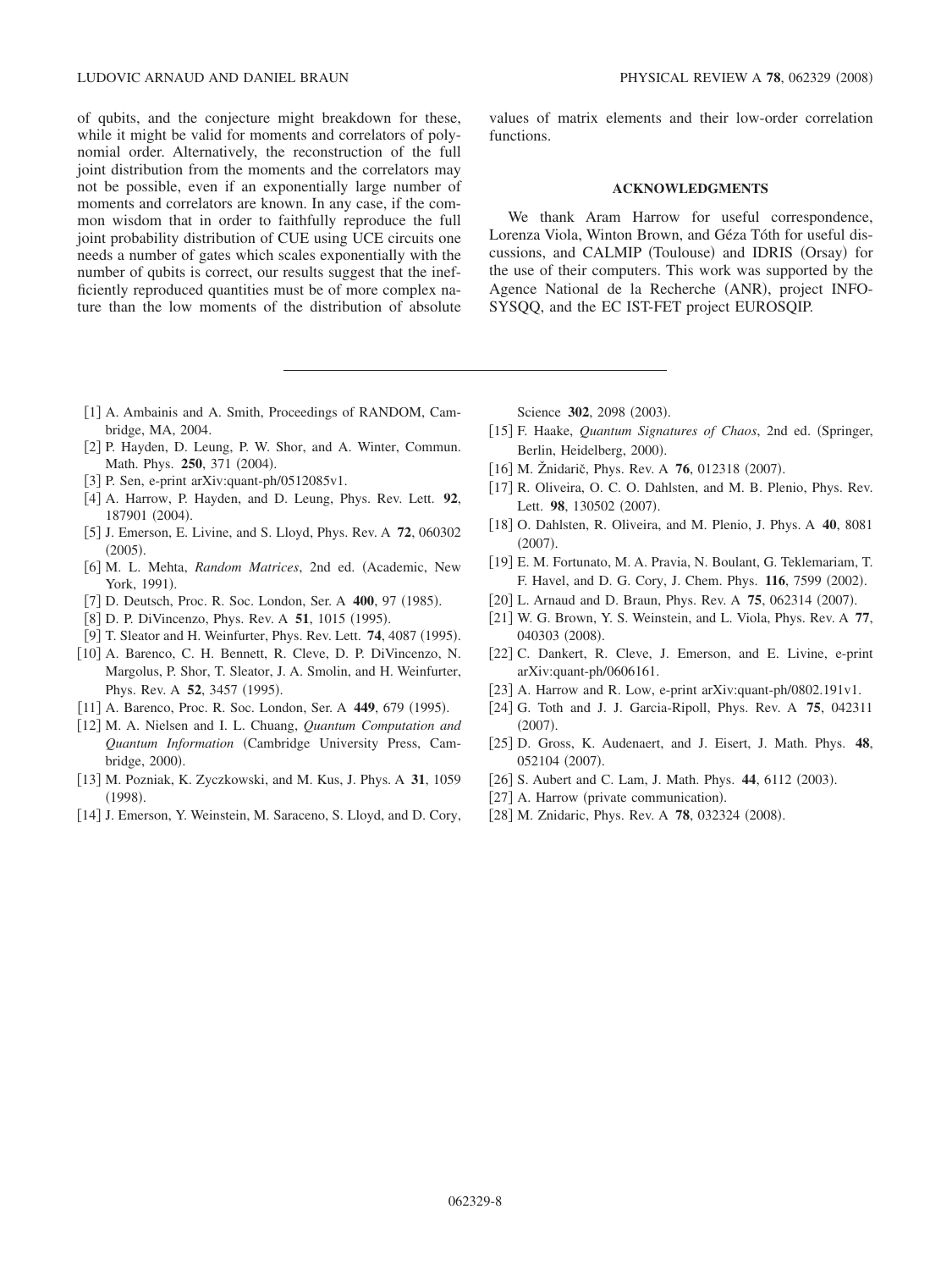of qubits, and the conjecture might breakdown for these, while it might be valid for moments and correlators of polynomial order. Alternatively, the reconstruction of the full joint distribution from the moments and the correlators may not be possible, even if an exponentially large number of moments and correlators are known. In any case, if the common wisdom that in order to faithfully reproduce the full joint probability distribution of CUE using UCE circuits one needs a number of gates which scales exponentially with the number of qubits is correct, our results suggest that the inefficiently reproduced quantities must be of more complex nature than the low moments of the distribution of absolute values of matrix elements and their low-order correlation functions.

## ACKNOWLEDGMENTS

We thank Aram Harrow for useful correspondence, Lorenza Viola, Winton Brown, and Géza Tóth for useful discussions, and CALMIP (Toulouse) and IDRIS (Orsay) for the use of their computers. This work was supported by the Agence National de la Recherche (ANR), project INFOSYSQQ, and the EC IST-FET project EUROSQIP.

---

[1] A. Ambainis and A. Smith, Proceedings of RANDOM, Cambridge, MA, 2004.

[2] P. Hayden, D. Leung, P. W. Shor, and A. Winter, Commun. Math. Phys. **250**, 371 (2004).

[3] P. Sen, e-print arXiv:quant-ph/0512085v1.

[4] A. Harrow, P. Hayden, and D. Leung, Phys. Rev. Lett. **92**, 187901 (2004).

[5] J. Emerson, E. Livine, and S. Lloyd, Phys. Rev. A **72**, 060302 (2005).

[6] M. L. Mehta, *Random Matrices*, 2nd ed. (Academic, New York, 1991).

[7] D. Deutsch, Proc. R. Soc. London, Ser. A **400**, 97 (1985).

[8] D. P. DiVincenzo, Phys. Rev. A **51**, 1015 (1995).

[9] T. Sleator and H. Weinfurter, Phys. Rev. Lett. **74**, 4087 (1995).

[10] A. Barenco, C. H. Bennett, R. Cleve, D. P. DiVincenzo, N. Margolus, P. Shor, T. Sleator, J. A. Smolin, and H. Weinfurter, Phys. Rev. A **52**, 3457 (1995).

[11] A. Barenco, Proc. R. Soc. London, Ser. A **449**, 679 (1995).

[12] M. A. Nielsen and I. L. Chuang, *Quantum Computation and Quantum Information* (Cambridge University Press, Cambridge, 2000).

[13] M. Pozniak, K. Zyczkowski, and M. Kus, J. Phys. A **31**, 1059 (1998).

[14] J. Emerson, Y. Weinstein, M. Saraceno, S. Lloyd, and D. Cory, Science **302**, 2098 (2003).

[15] F. Haake, *Quantum Signatures of Chaos*, 2nd ed. (Springer, Berlin, Heidelberg, 2000).

[16] M. Žnidarič, Phys. Rev. A **76**, 012318 (2007).

[17] R. Oliveira, O. C. O. Dahlsten, and M. B. Plenio, Phys. Rev. Lett. **98**, 130502 (2007).

[18] O. Dahlsten, R. Oliveira, and M. Plenio, J. Phys. A **40**, 8081 (2007).

[19] E. M. Fortunato, M. A. Pravia, N. Boulant, G. Teklemariam, T. F. Havel, and D. G. Cory, J. Chem. Phys. **116**, 7599 (2002).

[20] L. Arnaud and D. Braun, Phys. Rev. A **75**, 062314 (2007).

[21] W. G. Brown, Y. S. Weinstein, and L. Viola, Phys. Rev. A **77**, 040303 (2008).

[22] C. Dankert, R. Cleve, J. Emerson, and E. Livine, e-print arXiv:quant-ph/0606161.

[23] A. Harrow and R. Low, e-print arXiv:quant-ph/0802.191v1.

[24] G. Toth and J. J. Garcia-Ripoll, Phys. Rev. A **75**, 042311 (2007).

[25] D. Gross, K. Audenaert, and J. Eisert, J. Math. Phys. **48**, 052104 (2007).

[26] S. Aubert and C. Lam, J. Math. Phys. **44**, 6112 (2003).

[27] A. Harrow (private communication).

[28] M. Znidaric, Phys. Rev. A **78**, 032324 (2008).